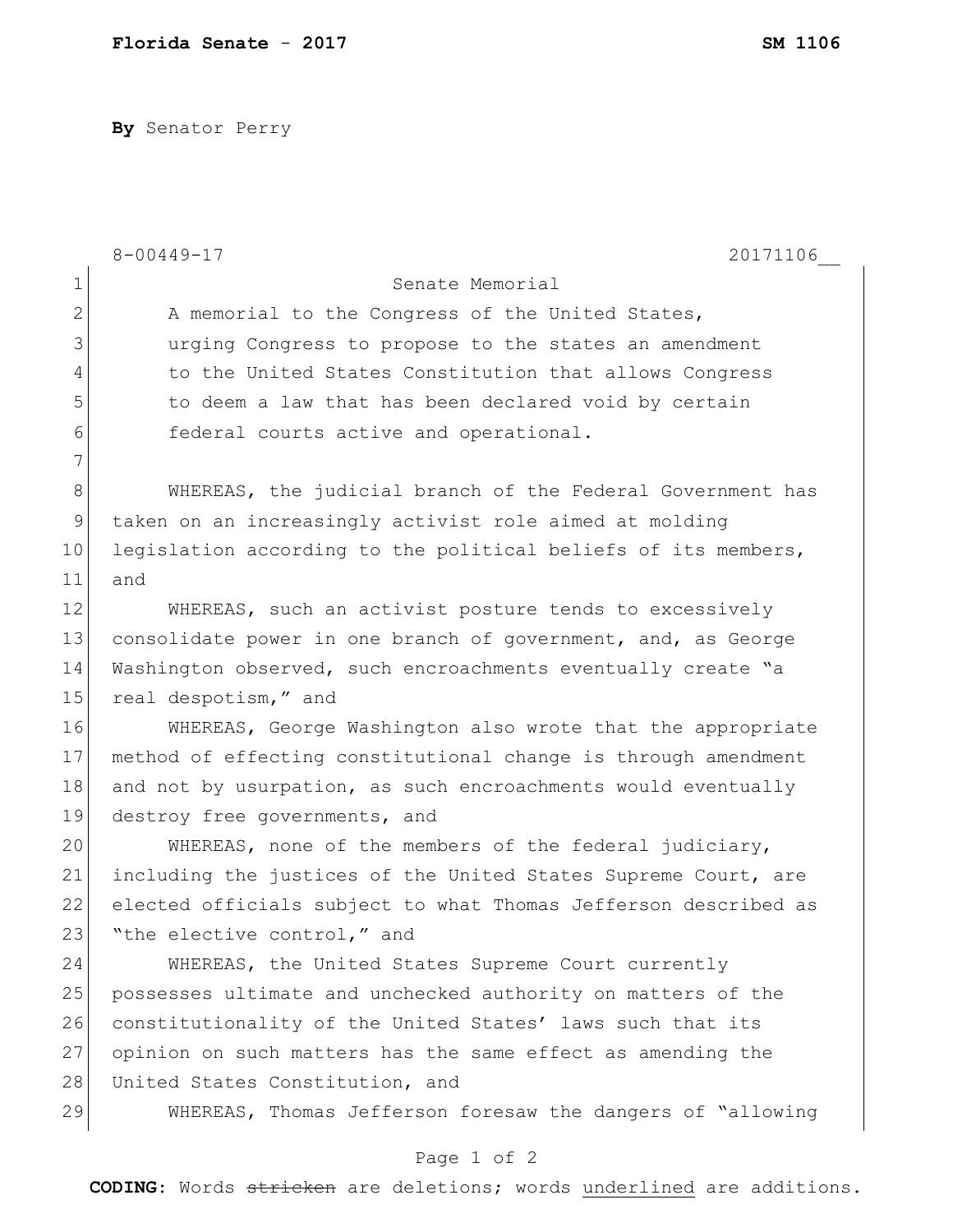**By** Senator Perry

8-00449-17 20171106__

Senate Memorial

A memorial to the Congress of the United States, urging Congress to propose to the states an amendment to the United States Constitution that allows Congress to deem a law that has been declared void by certain federal courts active and operational.

WHEREAS, the judicial branch of the Federal Government has taken on an increasingly activist role aimed at molding legislation according to the political beliefs of its members, and

WHEREAS, such an activist posture tends to excessively consolidate power in one branch of government, and, as George Washington observed, such encroachments eventually create "a real despotism," and

WHEREAS, George Washington also wrote that the appropriate method of effecting constitutional change is through amendment and not by usurpation, as such encroachments would eventually destroy free governments, and

WHEREAS, none of the members of the federal judiciary, including the justices of the United States Supreme Court, are elected officials subject to what Thomas Jefferson described as "the elective control," and

WHEREAS, the United States Supreme Court currently possesses ultimate and unchecked authority on matters of the constitutionality of the United States' laws such that its opinion on such matters has the same effect as amending the United States Constitution, and

WHEREAS, Thomas Jefferson foresaw the dangers of "allowing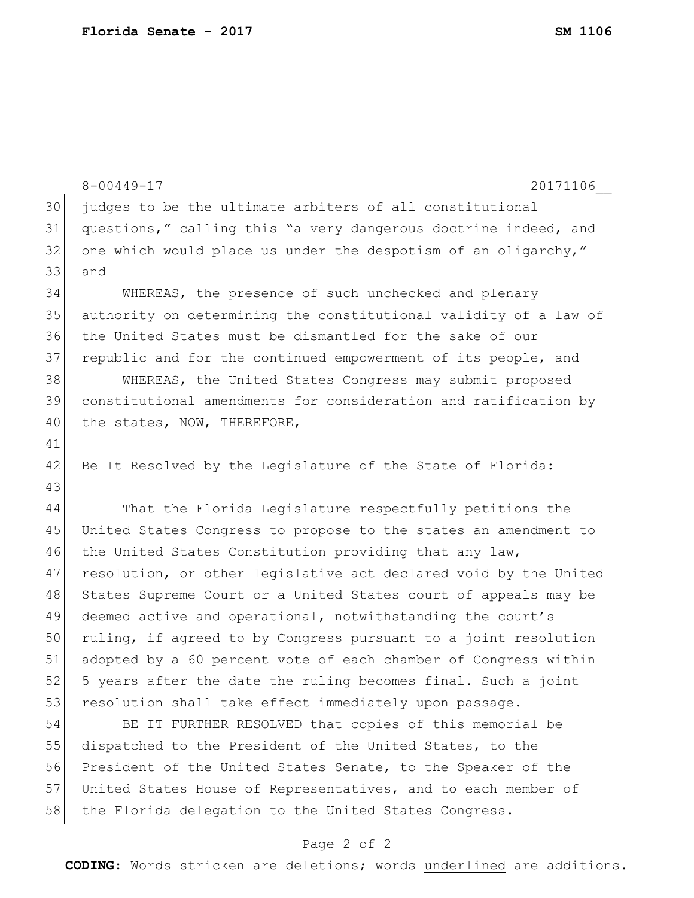judges to be the ultimate arbiters of all constitutional questions," calling this "a very dangerous doctrine indeed, and one which would place us under the despotism of an oligarchy," and

WHEREAS, the presence of such unchecked and plenary authority on determining the constitutional validity of a law of the United States must be dismantled for the sake of our republic and for the continued empowerment of its people, and

WHEREAS, the United States Congress may submit proposed constitutional amendments for consideration and ratification by the states, NOW, THEREFORE,

Be It Resolved by the Legislature of the State of Florida:

That the Florida Legislature respectfully petitions the United States Congress to propose to the states an amendment to the United States Constitution providing that any law, resolution, or other legislative act declared void by the United States Supreme Court or a United States court of appeals may be deemed active and operational, notwithstanding the court's ruling, if agreed to by Congress pursuant to a joint resolution adopted by a 60 percent vote of each chamber of Congress within 5 years after the date the ruling becomes final. Such a joint resolution shall take effect immediately upon passage.

BE IT FURTHER RESOLVED that copies of this memorial be dispatched to the President of the United States, to the President of the United States Senate, to the Speaker of the United States House of Representatives, and to each member of the Florida delegation to the United States Congress.